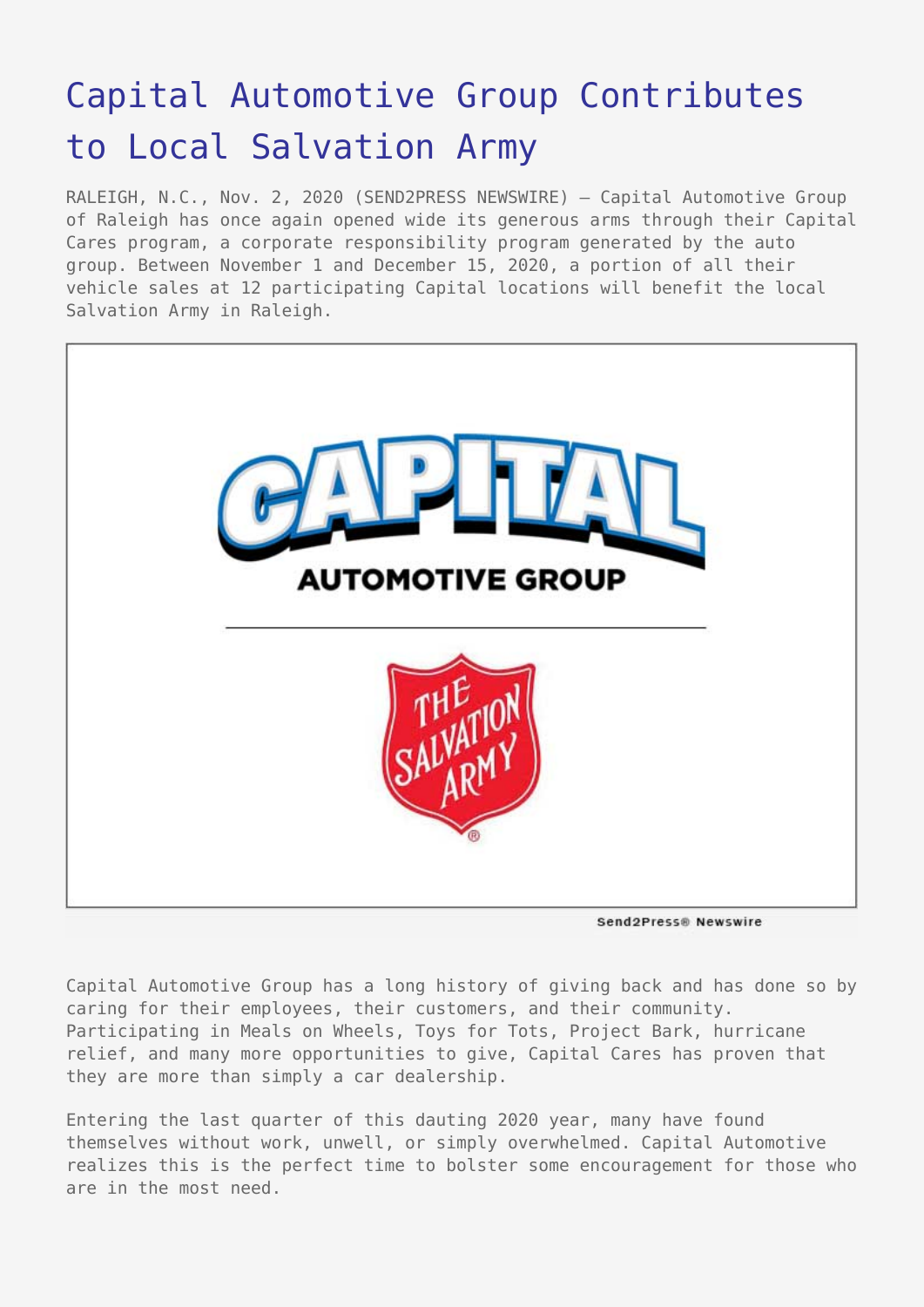# Capital Automotive Group Contributes to Local Salvation Army

RALEIGH, N.C., Nov. 2, 2020 (SEND2PRESS NEWSWIRE) — Capital Automotive Group of Raleigh has once again opened wide its generous arms through their Capital Cares program, a corporate responsibility program generated by the auto group. Between November 1 and December 15, 2020, a portion of all their vehicle sales at 12 participating Capital locations will benefit the local Salvation Army in Raleigh.

Capital Automotive Group has a long history of giving back and has done so by caring for their employees, their customers, and their community. Participating in Meals on Wheels, Toys for Tots, Project Bark, hurricane relief, and many more opportunities to give, Capital Cares has proven that they are more than simply a car dealership.

Entering the last quarter of this dauting 2020 year, many have found themselves without work, unwell, or simply overwhelmed. Capital Automotive realizes this is the perfect time to bolster some encouragement for those who are in the most need.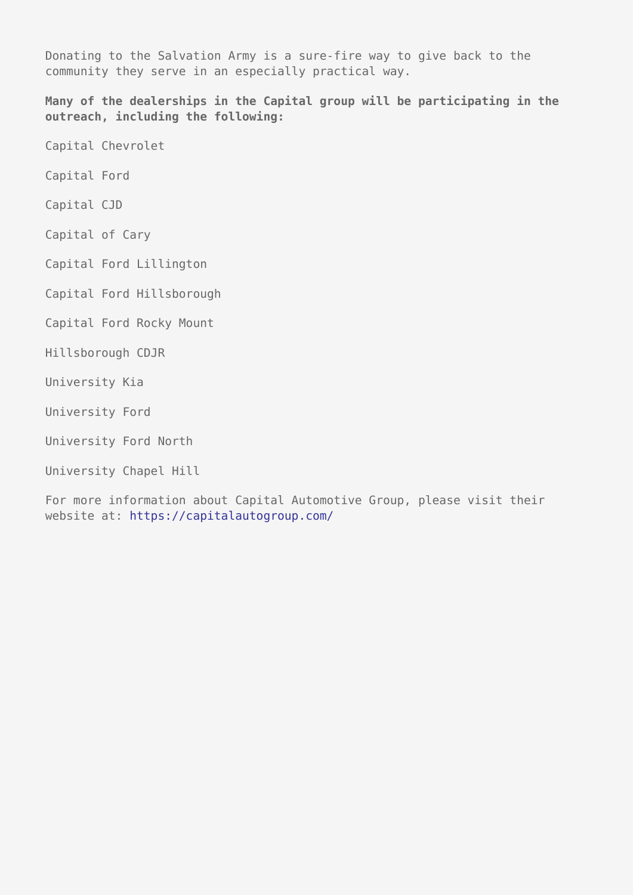Donating to the Salvation Army is a sure-fire way to give back to the community they serve in an especially practical way.

**Many of the dealerships in the Capital group will be participating in the outreach, including the following:**

Capital Chevrolet

Capital Ford

Capital CJD

Capital of Cary

Capital Ford Lillington

Capital Ford Hillsborough

Capital Ford Rocky Mount

Hillsborough CDJR

University Kia

University Ford

University Ford North

University Chapel Hill

For more information about Capital Automotive Group, please visit their website at: https://capitalautogroup.com/